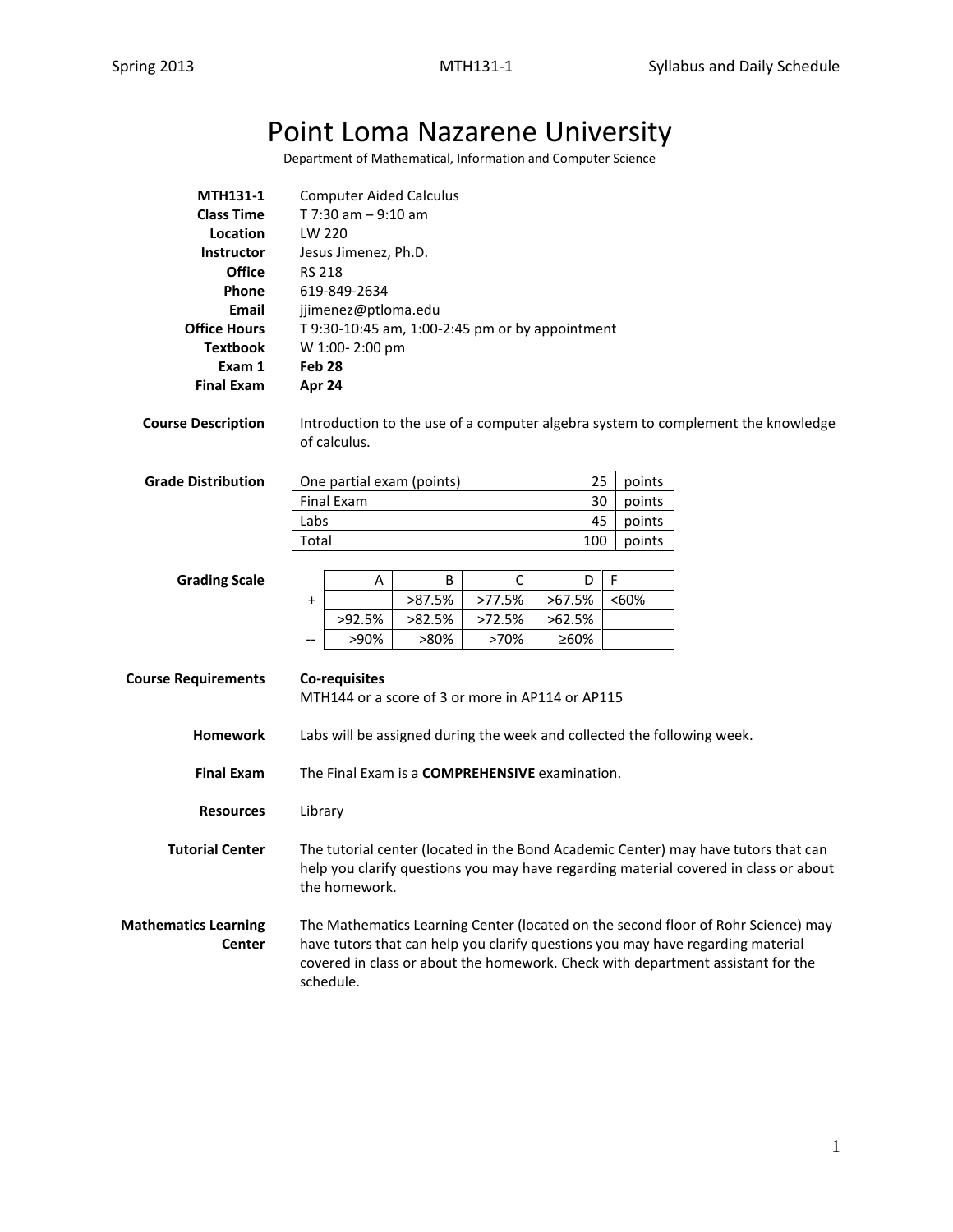# Point Loma Nazarene University

Department of Mathematical, Information and Computer Science

| | |
|---|---|
| **MTH131-1** | Computer Aided Calculus |
| **Class Time** | T 7:30 am – 9:10 am |
| **Location** | LW 220 |
| **Instructor** | Jesus Jimenez, Ph.D. |
| **Office** | RS 218 |
| **Phone** | 619-849-2634 |
| **Email** | jjimenez@ptloma.edu |
| **Office Hours** | T 9:30-10:45 am, 1:00-2:45 pm or by appointment |
| **Textbook** | W 1:00- 2:00 pm |
| **Exam 1** | **Feb 28** |
| **Final Exam** | **Apr 24** |

**Course Description**

Introduction to the use of a computer algebra system to complement the knowledge of calculus.

**Grade Distribution**

| | | |
|---|---|---|
| One partial exam (points) | 25 | points |
| Final Exam | 30 | points |
| Labs | 45 | points |
| Total | 100 | points |

**Grading Scale**

| | A | B | C | D | F |
|---|---|---|---|---|---|
| + | | >87.5% | >77.5% | >67.5% | <60% |
| | >92.5% | >82.5% | >72.5% | >62.5% | |
| -- | >90% | >80% | >70% | ≥60% | |

**Course Requirements**

**Co-requisites**
MTH144 or a score of 3 or more in AP114 or AP115

**Homework**

Labs will be assigned during the week and collected the following week.

**Final Exam**

The Final Exam is a **COMPREHENSIVE** examination.

**Resources**

Library

**Tutorial Center**

The tutorial center (located in the Bond Academic Center) may have tutors that can help you clarify questions you may have regarding material covered in class or about the homework.

**Mathematics Learning Center**

The Mathematics Learning Center (located on the second floor of Rohr Science) may have tutors that can help you clarify questions you may have regarding material covered in class or about the homework. Check with department assistant for the schedule.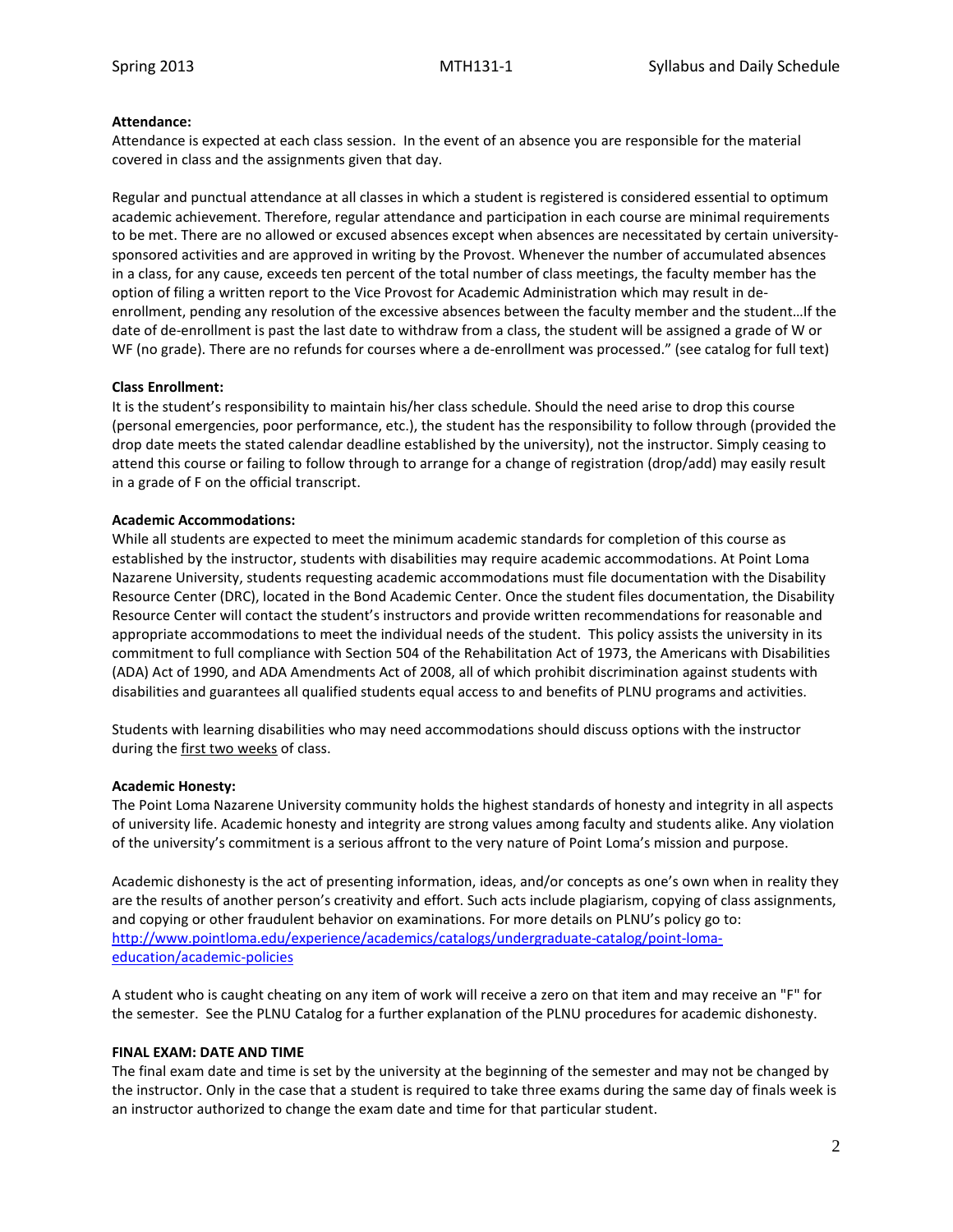**Attendance:**
Attendance is expected at each class session. In the event of an absence you are responsible for the material covered in class and the assignments given that day.

Regular and punctual attendance at all classes in which a student is registered is considered essential to optimum academic achievement. Therefore, regular attendance and participation in each course are minimal requirements to be met. There are no allowed or excused absences except when absences are necessitated by certain university-sponsored activities and are approved in writing by the Provost. Whenever the number of accumulated absences in a class, for any cause, exceeds ten percent of the total number of class meetings, the faculty member has the option of filing a written report to the Vice Provost for Academic Administration which may result in de-enrollment, pending any resolution of the excessive absences between the faculty member and the student…If the date of de-enrollment is past the last date to withdraw from a class, the student will be assigned a grade of W or WF (no grade). There are no refunds for courses where a de-enrollment was processed." (see catalog for full text)

**Class Enrollment:**
It is the student's responsibility to maintain his/her class schedule. Should the need arise to drop this course (personal emergencies, poor performance, etc.), the student has the responsibility to follow through (provided the drop date meets the stated calendar deadline established by the university), not the instructor. Simply ceasing to attend this course or failing to follow through to arrange for a change of registration (drop/add) may easily result in a grade of F on the official transcript.

**Academic Accommodations:**
While all students are expected to meet the minimum academic standards for completion of this course as established by the instructor, students with disabilities may require academic accommodations. At Point Loma Nazarene University, students requesting academic accommodations must file documentation with the Disability Resource Center (DRC), located in the Bond Academic Center. Once the student files documentation, the Disability Resource Center will contact the student's instructors and provide written recommendations for reasonable and appropriate accommodations to meet the individual needs of the student. This policy assists the university in its commitment to full compliance with Section 504 of the Rehabilitation Act of 1973, the Americans with Disabilities (ADA) Act of 1990, and ADA Amendments Act of 2008, all of which prohibit discrimination against students with disabilities and guarantees all qualified students equal access to and benefits of PLNU programs and activities.

Students with learning disabilities who may need accommodations should discuss options with the instructor during the first two weeks of class.

**Academic Honesty:**
The Point Loma Nazarene University community holds the highest standards of honesty and integrity in all aspects of university life. Academic honesty and integrity are strong values among faculty and students alike. Any violation of the university's commitment is a serious affront to the very nature of Point Loma's mission and purpose.

Academic dishonesty is the act of presenting information, ideas, and/or concepts as one's own when in reality they are the results of another person's creativity and effort. Such acts include plagiarism, copying of class assignments, and copying or other fraudulent behavior on examinations. For more details on PLNU's policy go to: [http://www.pointloma.edu/experience/academics/catalogs/undergraduate-catalog/point-loma-education/academic-policies](http://www.pointloma.edu/experience/academics/catalogs/undergraduate-catalog/point-loma-education/academic-policies)

A student who is caught cheating on any item of work will receive a zero on that item and may receive an "F" for the semester. See the PLNU Catalog for a further explanation of the PLNU procedures for academic dishonesty.

**FINAL EXAM: DATE AND TIME**
The final exam date and time is set by the university at the beginning of the semester and may not be changed by the instructor. Only in the case that a student is required to take three exams during the same day of finals week is an instructor authorized to change the exam date and time for that particular student.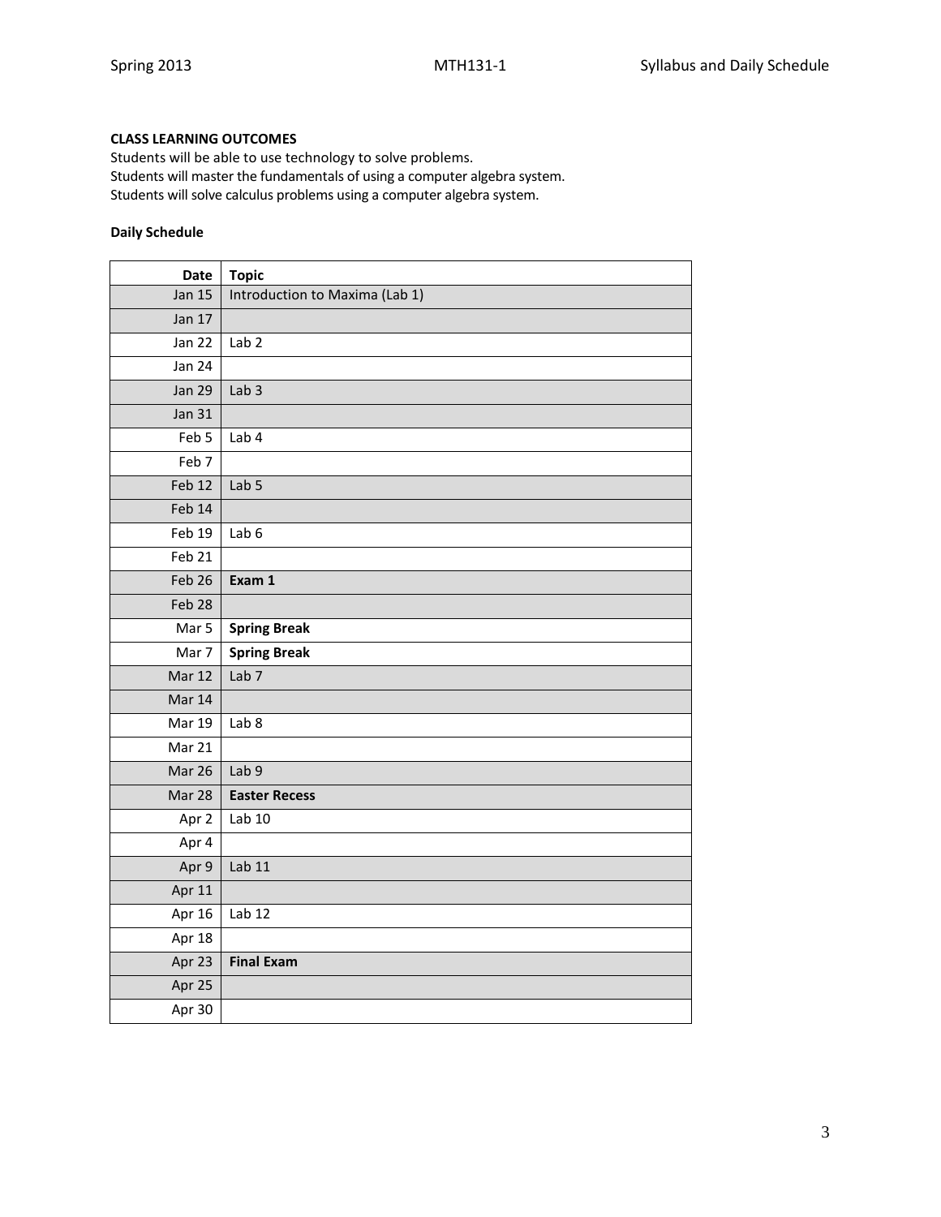**CLASS LEARNING OUTCOMES**

Students will be able to use technology to solve problems.
Students will master the fundamentals of using a computer algebra system.
Students will solve calculus problems using a computer algebra system.

**Daily Schedule**

| Date | Topic |
|---|---|
| Jan 15 | Introduction to Maxima (Lab 1) |
| Jan 17 | |
| Jan 22 | Lab 2 |
| Jan 24 | |
| Jan 29 | Lab 3 |
| Jan 31 | |
| Feb 5 | Lab 4 |
| Feb 7 | |
| Feb 12 | Lab 5 |
| Feb 14 | |
| Feb 19 | Lab 6 |
| Feb 21 | |
| Feb 26 | **Exam 1** |
| Feb 28 | |
| Mar 5 | **Spring Break** |
| Mar 7 | **Spring Break** |
| Mar 12 | Lab 7 |
| Mar 14 | |
| Mar 19 | Lab 8 |
| Mar 21 | |
| Mar 26 | Lab 9 |
| Mar 28 | **Easter Recess** |
| Apr 2 | Lab 10 |
| Apr 4 | |
| Apr 9 | Lab 11 |
| Apr 11 | |
| Apr 16 | Lab 12 |
| Apr 18 | |
| Apr 23 | **Final Exam** |
| Apr 25 | |
| Apr 30 | |